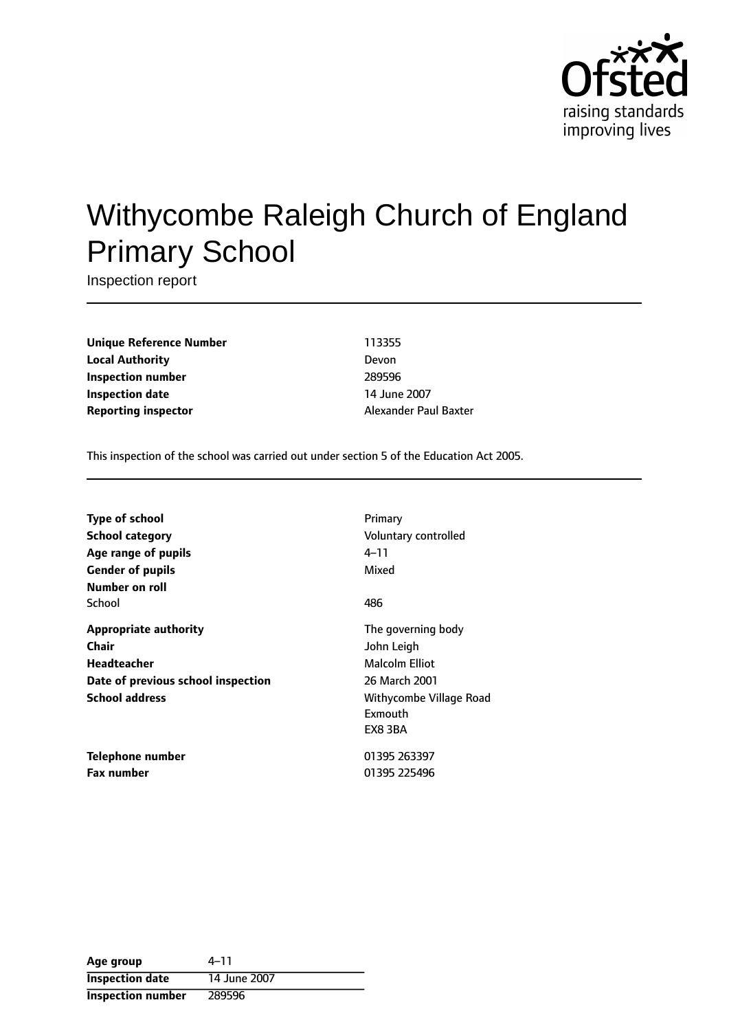# Withycombe Raleigh Church of England Primary School

Inspection report

| | |
|---|---|
| **Unique Reference Number** | 113355 |
| **Local Authority** | Devon |
| **Inspection number** | 289596 |
| **Inspection date** | 14 June 2007 |
| **Reporting inspector** | Alexander Paul Baxter |

This inspection of the school was carried out under section 5 of the Education Act 2005.

| | |
|---|---|
| **Type of school** | Primary |
| **School category** | Voluntary controlled |
| **Age range of pupils** | 4–11 |
| **Gender of pupils** | Mixed |
| **Number on roll** | |
| School | 486 |
| **Appropriate authority** | The governing body |
| **Chair** | John Leigh |
| **Headteacher** | Malcolm Elliot |
| **Date of previous school inspection** | 26 March 2001 |
| **School address** | Withycombe Village Road<br>Exmouth<br>EX8 3BA |
| **Telephone number** | 01395 263397 |
| **Fax number** | 01395 225496 |

| | |
|---|---|
| **Age group** | 4–11 |
| **Inspection date** | 14 June 2007 |
| **Inspection number** | 289596 |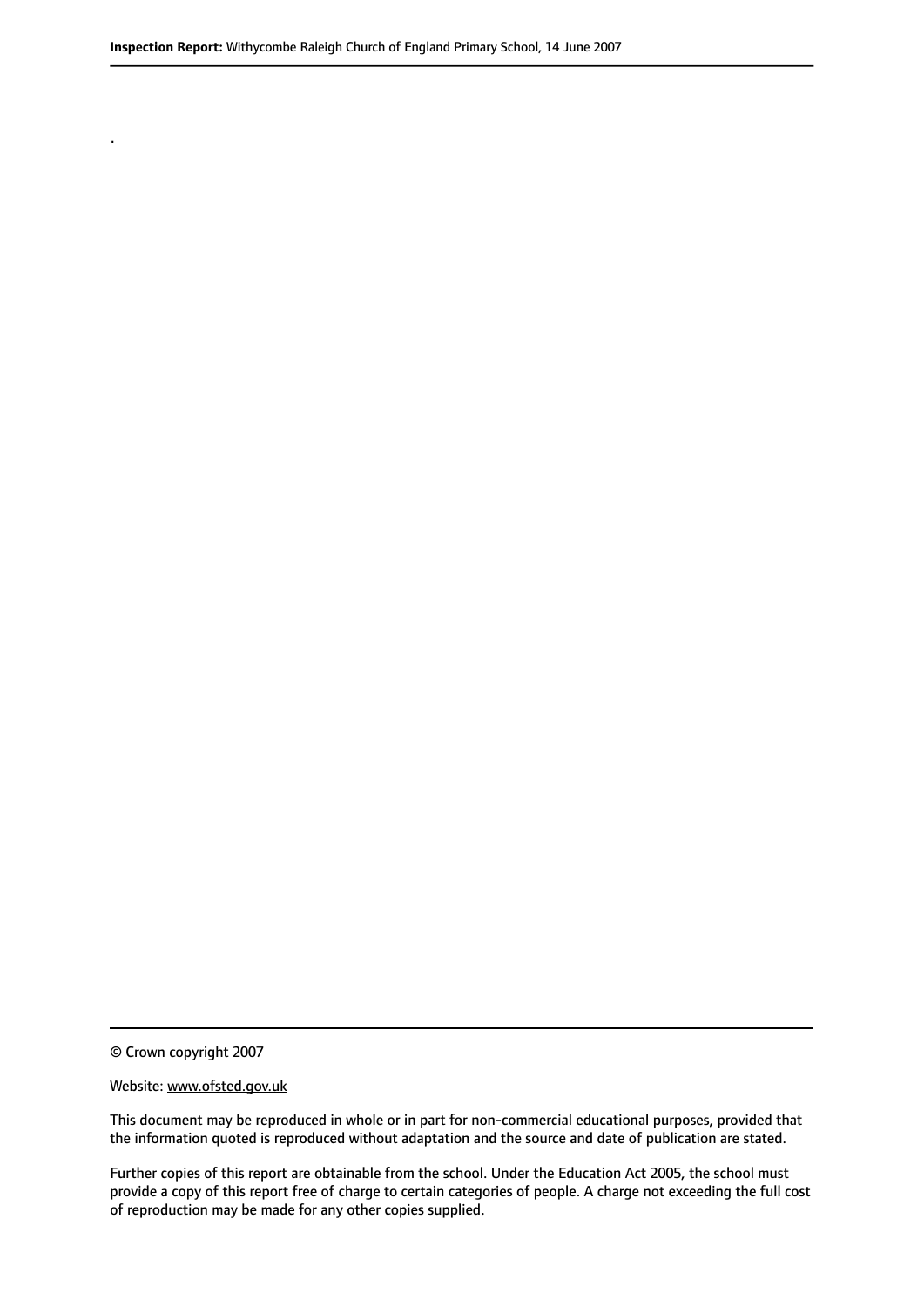.

© Crown copyright 2007

Website: www.ofsted.gov.uk

This document may be reproduced in whole or in part for non-commercial educational purposes, provided that the information quoted is reproduced without adaptation and the source and date of publication are stated.

Further copies of this report are obtainable from the school. Under the Education Act 2005, the school must provide a copy of this report free of charge to certain categories of people. A charge not exceeding the full cost of reproduction may be made for any other copies supplied.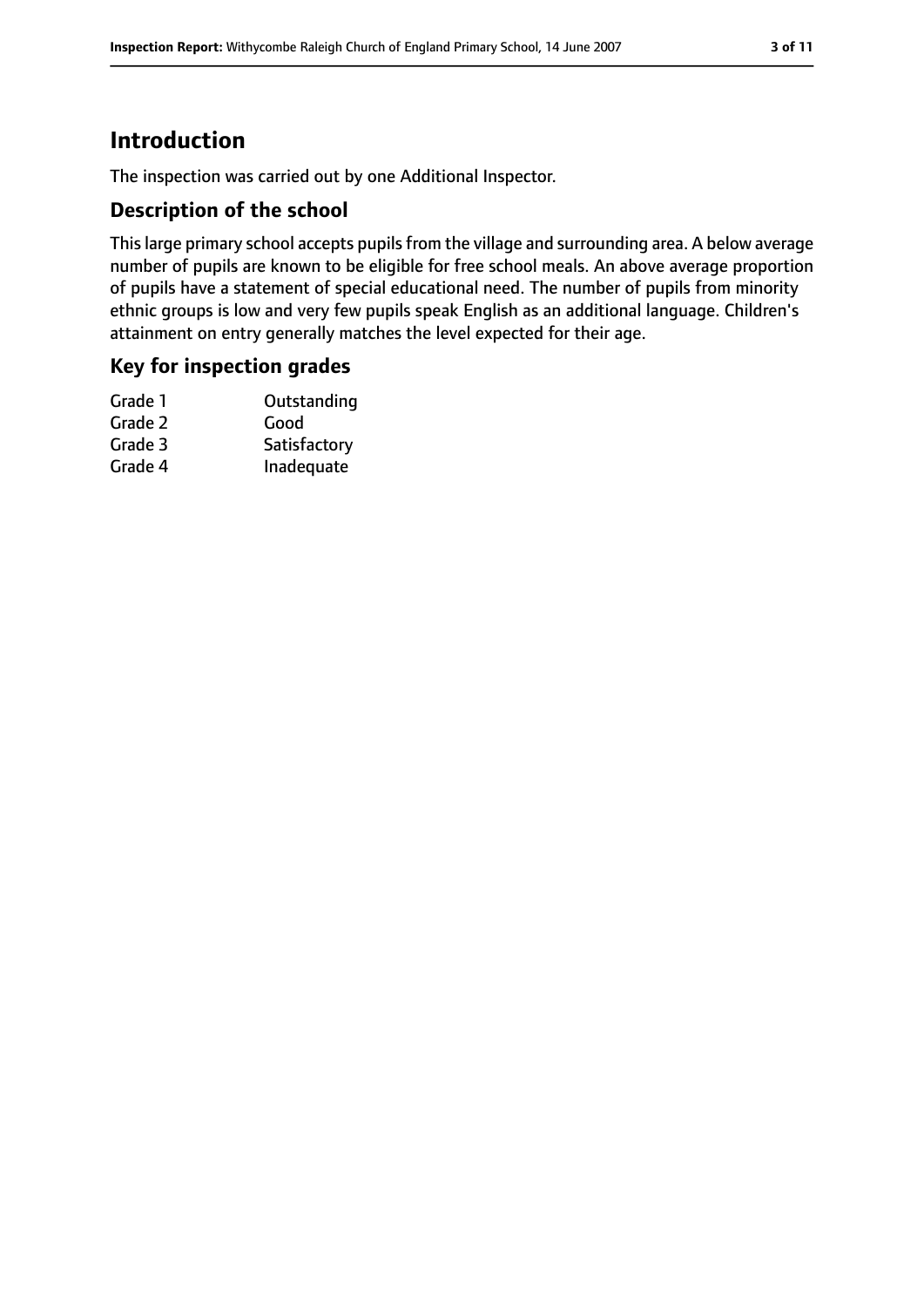# Introduction

The inspection was carried out by one Additional Inspector.

## Description of the school

This large primary school accepts pupils from the village and surrounding area. A below average number of pupils are known to be eligible for free school meals. An above average proportion of pupils have a statement of special educational need. The number of pupils from minority ethnic groups is low and very few pupils speak English as an additional language. Children's attainment on entry generally matches the level expected for their age.

## Key for inspection grades

| | |
|---|---|
| Grade 1 | Outstanding |
| Grade 2 | Good |
| Grade 3 | Satisfactory |
| Grade 4 | Inadequate |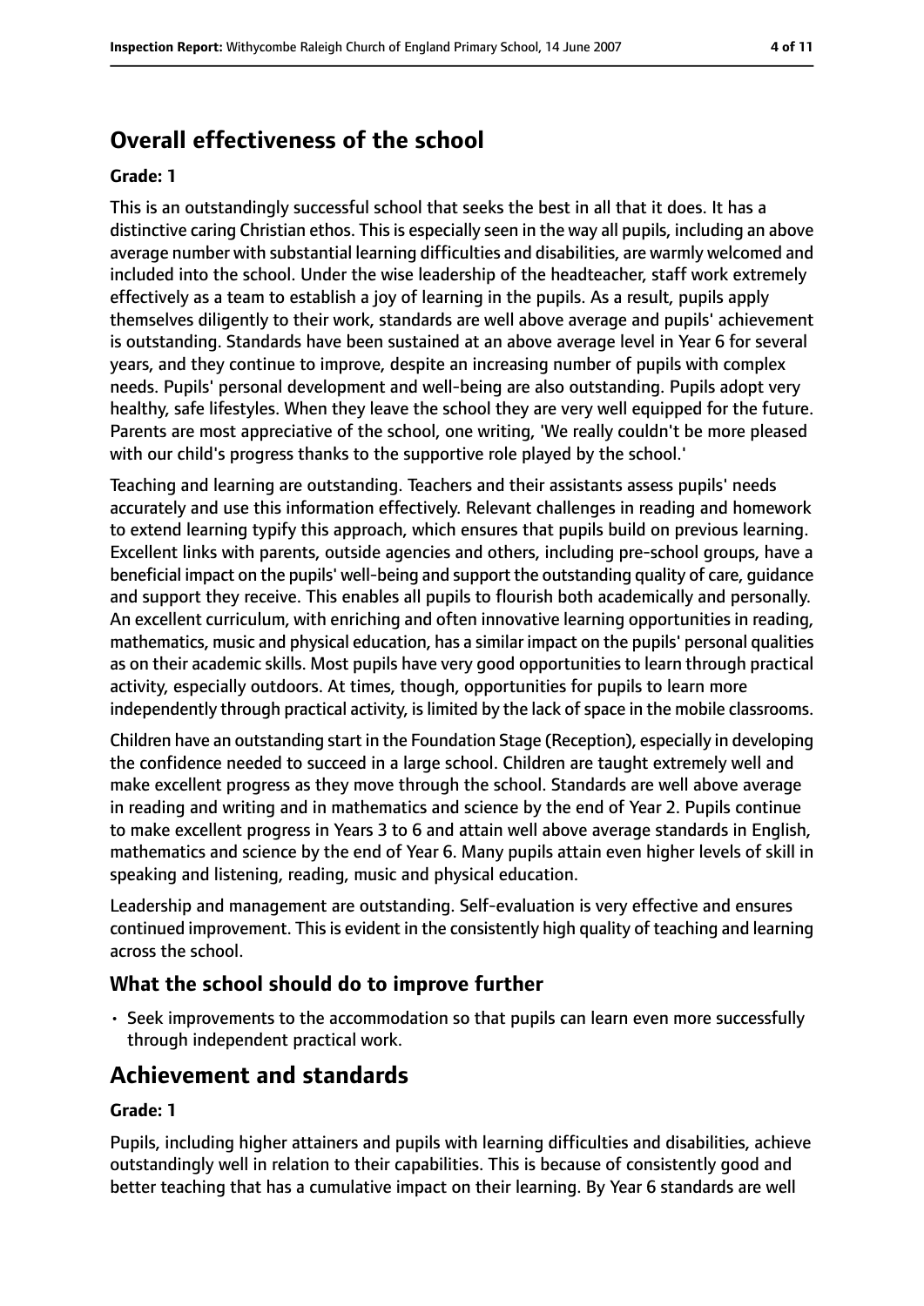## Overall effectiveness of the school

**Grade: 1**

This is an outstandingly successful school that seeks the best in all that it does. It has a distinctive caring Christian ethos. This is especially seen in the way all pupils, including an above average number with substantial learning difficulties and disabilities, are warmly welcomed and included into the school. Under the wise leadership of the headteacher, staff work extremely effectively as a team to establish a joy of learning in the pupils. As a result, pupils apply themselves diligently to their work, standards are well above average and pupils' achievement is outstanding. Standards have been sustained at an above average level in Year 6 for several years, and they continue to improve, despite an increasing number of pupils with complex needs. Pupils' personal development and well-being are also outstanding. Pupils adopt very healthy, safe lifestyles. When they leave the school they are very well equipped for the future. Parents are most appreciative of the school, one writing, 'We really couldn't be more pleased with our child's progress thanks to the supportive role played by the school.'

Teaching and learning are outstanding. Teachers and their assistants assess pupils' needs accurately and use this information effectively. Relevant challenges in reading and homework to extend learning typify this approach, which ensures that pupils build on previous learning. Excellent links with parents, outside agencies and others, including pre-school groups, have a beneficial impact on the pupils' well-being and support the outstanding quality of care, guidance and support they receive. This enables all pupils to flourish both academically and personally. An excellent curriculum, with enriching and often innovative learning opportunities in reading, mathematics, music and physical education, has a similar impact on the pupils' personal qualities as on their academic skills. Most pupils have very good opportunities to learn through practical activity, especially outdoors. At times, though, opportunities for pupils to learn more independently through practical activity, is limited by the lack of space in the mobile classrooms.

Children have an outstanding start in the Foundation Stage (Reception), especially in developing the confidence needed to succeed in a large school. Children are taught extremely well and make excellent progress as they move through the school. Standards are well above average in reading and writing and in mathematics and science by the end of Year 2. Pupils continue to make excellent progress in Years 3 to 6 and attain well above average standards in English, mathematics and science by the end of Year 6. Many pupils attain even higher levels of skill in speaking and listening, reading, music and physical education.

Leadership and management are outstanding. Self-evaluation is very effective and ensures continued improvement. This is evident in the consistently high quality of teaching and learning across the school.

### What the school should do to improve further

- Seek improvements to the accommodation so that pupils can learn even more successfully through independent practical work.

## Achievement and standards

**Grade: 1**

Pupils, including higher attainers and pupils with learning difficulties and disabilities, achieve outstandingly well in relation to their capabilities. This is because of consistently good and better teaching that has a cumulative impact on their learning. By Year 6 standards are well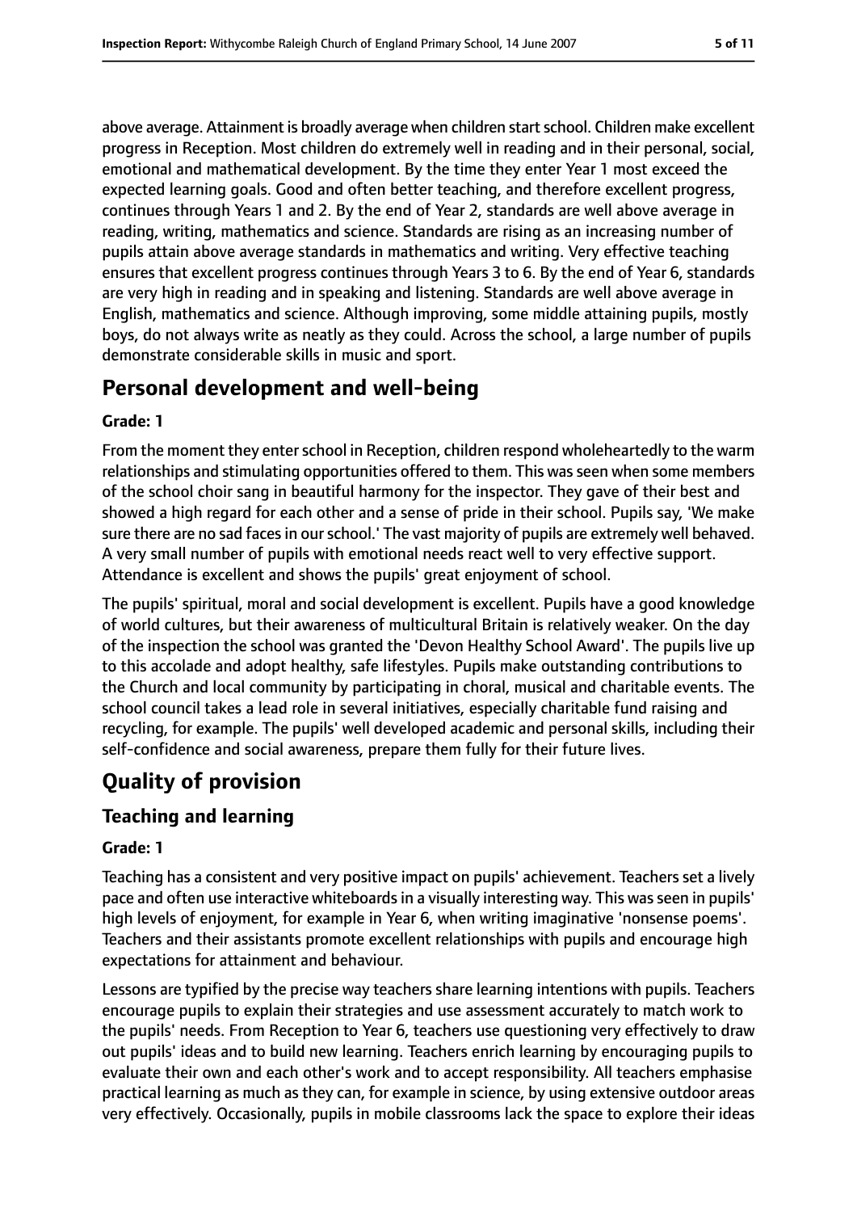above average. Attainment is broadly average when children start school. Children make excellent progress in Reception. Most children do extremely well in reading and in their personal, social, emotional and mathematical development. By the time they enter Year 1 most exceed the expected learning goals. Good and often better teaching, and therefore excellent progress, continues through Years 1 and 2. By the end of Year 2, standards are well above average in reading, writing, mathematics and science. Standards are rising as an increasing number of pupils attain above average standards in mathematics and writing. Very effective teaching ensures that excellent progress continues through Years 3 to 6. By the end of Year 6, standards are very high in reading and in speaking and listening. Standards are well above average in English, mathematics and science. Although improving, some middle attaining pupils, mostly boys, do not always write as neatly as they could. Across the school, a large number of pupils demonstrate considerable skills in music and sport.

## Personal development and well-being

**Grade: 1**

From the moment they enter school in Reception, children respond wholeheartedly to the warm relationships and stimulating opportunities offered to them. This was seen when some members of the school choir sang in beautiful harmony for the inspector. They gave of their best and showed a high regard for each other and a sense of pride in their school. Pupils say, 'We make sure there are no sad faces in our school.' The vast majority of pupils are extremely well behaved. A very small number of pupils with emotional needs react well to very effective support. Attendance is excellent and shows the pupils' great enjoyment of school.

The pupils' spiritual, moral and social development is excellent. Pupils have a good knowledge of world cultures, but their awareness of multicultural Britain is relatively weaker. On the day of the inspection the school was granted the 'Devon Healthy School Award'. The pupils live up to this accolade and adopt healthy, safe lifestyles. Pupils make outstanding contributions to the Church and local community by participating in choral, musical and charitable events. The school council takes a lead role in several initiatives, especially charitable fund raising and recycling, for example. The pupils' well developed academic and personal skills, including their self-confidence and social awareness, prepare them fully for their future lives.

## Quality of provision

### Teaching and learning

**Grade: 1**

Teaching has a consistent and very positive impact on pupils' achievement. Teachers set a lively pace and often use interactive whiteboards in a visually interesting way. This was seen in pupils' high levels of enjoyment, for example in Year 6, when writing imaginative 'nonsense poems'. Teachers and their assistants promote excellent relationships with pupils and encourage high expectations for attainment and behaviour.

Lessons are typified by the precise way teachers share learning intentions with pupils. Teachers encourage pupils to explain their strategies and use assessment accurately to match work to the pupils' needs. From Reception to Year 6, teachers use questioning very effectively to draw out pupils' ideas and to build new learning. Teachers enrich learning by encouraging pupils to evaluate their own and each other's work and to accept responsibility. All teachers emphasise practical learning as much as they can, for example in science, by using extensive outdoor areas very effectively. Occasionally, pupils in mobile classrooms lack the space to explore their ideas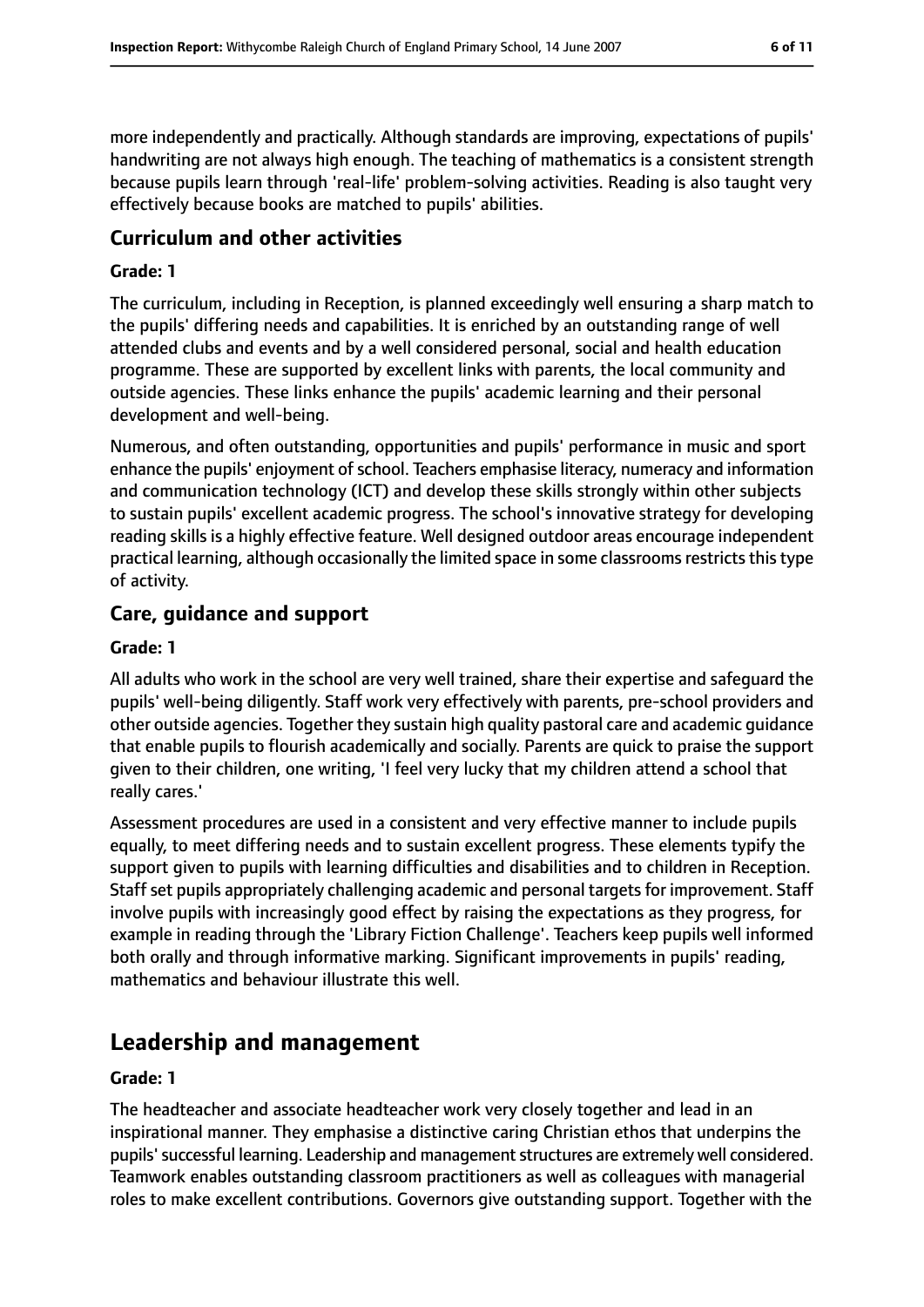more independently and practically. Although standards are improving, expectations of pupils' handwriting are not always high enough. The teaching of mathematics is a consistent strength because pupils learn through 'real-life' problem-solving activities. Reading is also taught very effectively because books are matched to pupils' abilities.

### Curriculum and other activities

#### Grade: 1

The curriculum, including in Reception, is planned exceedingly well ensuring a sharp match to the pupils' differing needs and capabilities. It is enriched by an outstanding range of well attended clubs and events and by a well considered personal, social and health education programme. These are supported by excellent links with parents, the local community and outside agencies. These links enhance the pupils' academic learning and their personal development and well-being.

Numerous, and often outstanding, opportunities and pupils' performance in music and sport enhance the pupils' enjoyment of school. Teachers emphasise literacy, numeracy and information and communication technology (ICT) and develop these skills strongly within other subjects to sustain pupils' excellent academic progress. The school's innovative strategy for developing reading skills is a highly effective feature. Well designed outdoor areas encourage independent practical learning, although occasionally the limited space in some classrooms restricts this type of activity.

### Care, guidance and support

#### Grade: 1

All adults who work in the school are very well trained, share their expertise and safeguard the pupils' well-being diligently. Staff work very effectively with parents, pre-school providers and other outside agencies. Together they sustain high quality pastoral care and academic guidance that enable pupils to flourish academically and socially. Parents are quick to praise the support given to their children, one writing, 'I feel very lucky that my children attend a school that really cares.'

Assessment procedures are used in a consistent and very effective manner to include pupils equally, to meet differing needs and to sustain excellent progress. These elements typify the support given to pupils with learning difficulties and disabilities and to children in Reception. Staff set pupils appropriately challenging academic and personal targets for improvement. Staff involve pupils with increasingly good effect by raising the expectations as they progress, for example in reading through the 'Library Fiction Challenge'. Teachers keep pupils well informed both orally and through informative marking. Significant improvements in pupils' reading, mathematics and behaviour illustrate this well.

## Leadership and management

#### Grade: 1

The headteacher and associate headteacher work very closely together and lead in an inspirational manner. They emphasise a distinctive caring Christian ethos that underpins the pupils' successful learning. Leadership and management structures are extremely well considered. Teamwork enables outstanding classroom practitioners as well as colleagues with managerial roles to make excellent contributions. Governors give outstanding support. Together with the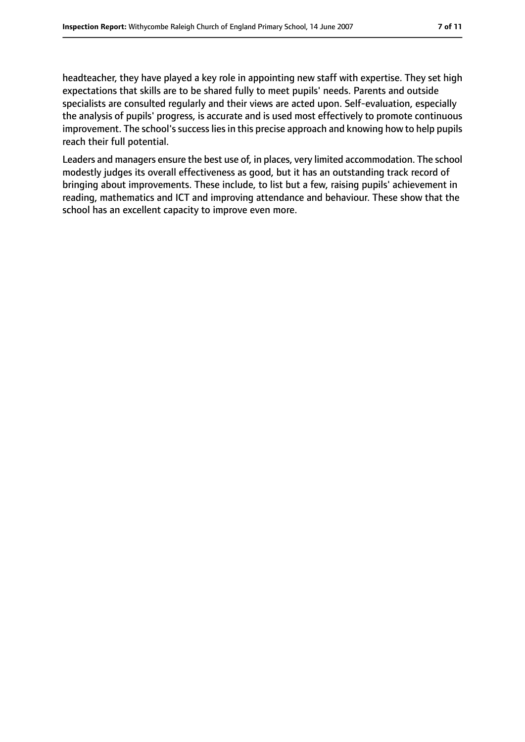headteacher, they have played a key role in appointing new staff with expertise. They set high expectations that skills are to be shared fully to meet pupils' needs. Parents and outside specialists are consulted regularly and their views are acted upon. Self-evaluation, especially the analysis of pupils' progress, is accurate and is used most effectively to promote continuous improvement. The school's success lies in this precise approach and knowing how to help pupils reach their full potential.

Leaders and managers ensure the best use of, in places, very limited accommodation. The school modestly judges its overall effectiveness as good, but it has an outstanding track record of bringing about improvements. These include, to list but a few, raising pupils' achievement in reading, mathematics and ICT and improving attendance and behaviour. These show that the school has an excellent capacity to improve even more.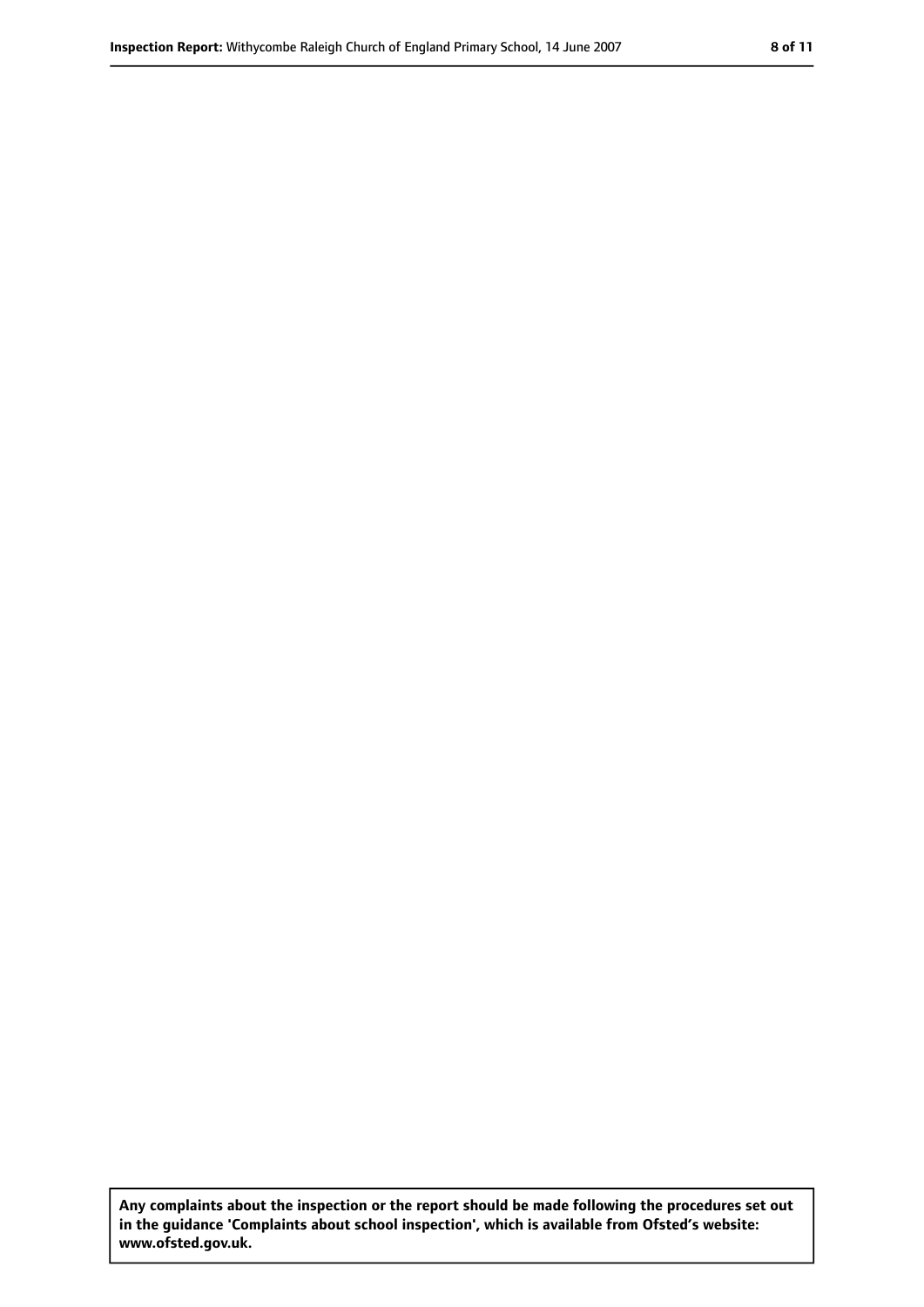Any complaints about the inspection or the report should be made following the procedures set out in the guidance 'Complaints about school inspection', which is available from Ofsted's website: www.ofsted.gov.uk.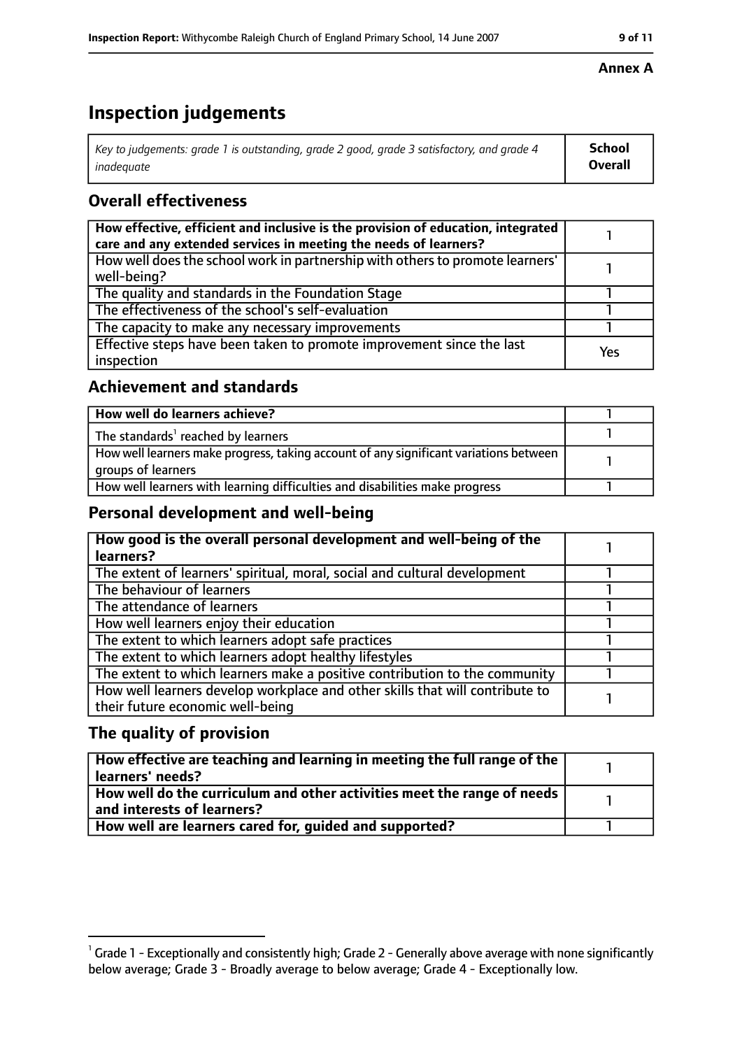**Annex A**

# Inspection judgements

| *Key to judgements: grade 1 is outstanding, grade 2 good, grade 3 satisfactory, and grade 4 inadequate* | **School Overall** |
|---|---|

## Overall effectiveness

| | |
|---|---|
| **How effective, efficient and inclusive is the provision of education, integrated care and any extended services in meeting the needs of learners?** | 1 |
| How well does the school work in partnership with others to promote learners' well-being? | 1 |
| The quality and standards in the Foundation Stage | 1 |
| The effectiveness of the school's self-evaluation | 1 |
| The capacity to make any necessary improvements | 1 |
| Effective steps have been taken to promote improvement since the last inspection | Yes |

## Achievement and standards

| | |
|---|---|
| **How well do learners achieve?** | 1 |
| The standards[1] reached by learners | 1 |
| How well learners make progress, taking account of any significant variations between groups of learners | 1 |
| How well learners with learning difficulties and disabilities make progress | 1 |

## Personal development and well-being

| | |
|---|---|
| **How good is the overall personal development and well-being of the learners?** | 1 |
| The extent of learners' spiritual, moral, social and cultural development | 1 |
| The behaviour of learners | 1 |
| The attendance of learners | 1 |
| How well learners enjoy their education | 1 |
| The extent to which learners adopt safe practices | 1 |
| The extent to which learners adopt healthy lifestyles | 1 |
| The extent to which learners make a positive contribution to the community | 1 |
| How well learners develop workplace and other skills that will contribute to their future economic well-being | 1 |

## The quality of provision

| | |
|---|---|
| **How effective are teaching and learning in meeting the full range of the learners' needs?** | 1 |
| **How well do the curriculum and other activities meet the range of needs and interests of learners?** | 1 |
| **How well are learners cared for, guided and supported?** | 1 |

[1] Grade 1 - Exceptionally and consistently high; Grade 2 - Generally above average with none significantly below average; Grade 3 - Broadly average to below average; Grade 4 - Exceptionally low.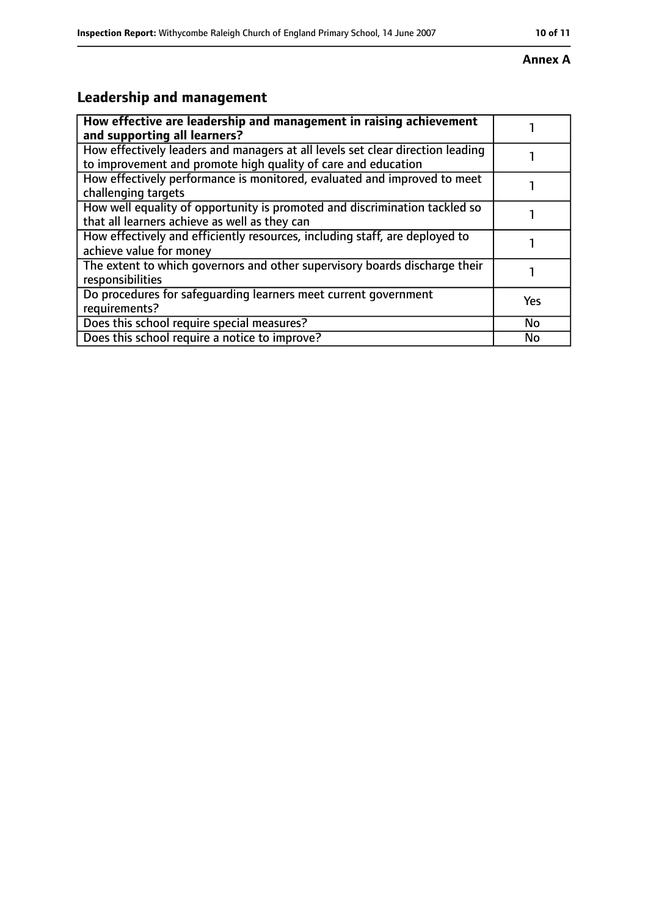**Annex A**

## Leadership and management

| **How effective are leadership and management in raising achievement and supporting all learners?** | 1 |
|---|---|
| How effectively leaders and managers at all levels set clear direction leading to improvement and promote high quality of care and education | 1 |
| How effectively performance is monitored, evaluated and improved to meet challenging targets | 1 |
| How well equality of opportunity is promoted and discrimination tackled so that all learners achieve as well as they can | 1 |
| How effectively and efficiently resources, including staff, are deployed to achieve value for money | 1 |
| The extent to which governors and other supervisory boards discharge their responsibilities | 1 |
| Do procedures for safeguarding learners meet current government requirements? | Yes |
| Does this school require special measures? | No |
| Does this school require a notice to improve? | No |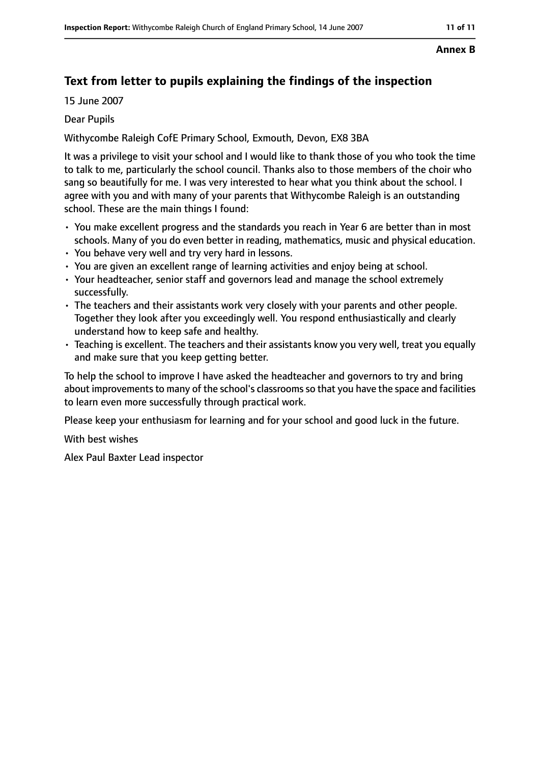**Annex B**

## Text from letter to pupils explaining the findings of the inspection

15 June 2007

Dear Pupils

Withycombe Raleigh CofE Primary School, Exmouth, Devon, EX8 3BA

It was a privilege to visit your school and I would like to thank those of you who took the time to talk to me, particularly the school council. Thanks also to those members of the choir who sang so beautifully for me. I was very interested to hear what you think about the school. I agree with you and with many of your parents that Withycombe Raleigh is an outstanding school. These are the main things I found:

- You make excellent progress and the standards you reach in Year 6 are better than in most schools. Many of you do even better in reading, mathematics, music and physical education.
- You behave very well and try very hard in lessons.
- You are given an excellent range of learning activities and enjoy being at school.
- Your headteacher, senior staff and governors lead and manage the school extremely successfully.
- The teachers and their assistants work very closely with your parents and other people. Together they look after you exceedingly well. You respond enthusiastically and clearly understand how to keep safe and healthy.
- Teaching is excellent. The teachers and their assistants know you very well, treat you equally and make sure that you keep getting better.

To help the school to improve I have asked the headteacher and governors to try and bring about improvements to many of the school's classrooms so that you have the space and facilities to learn even more successfully through practical work.

Please keep your enthusiasm for learning and for your school and good luck in the future.

With best wishes

Alex Paul Baxter Lead inspector